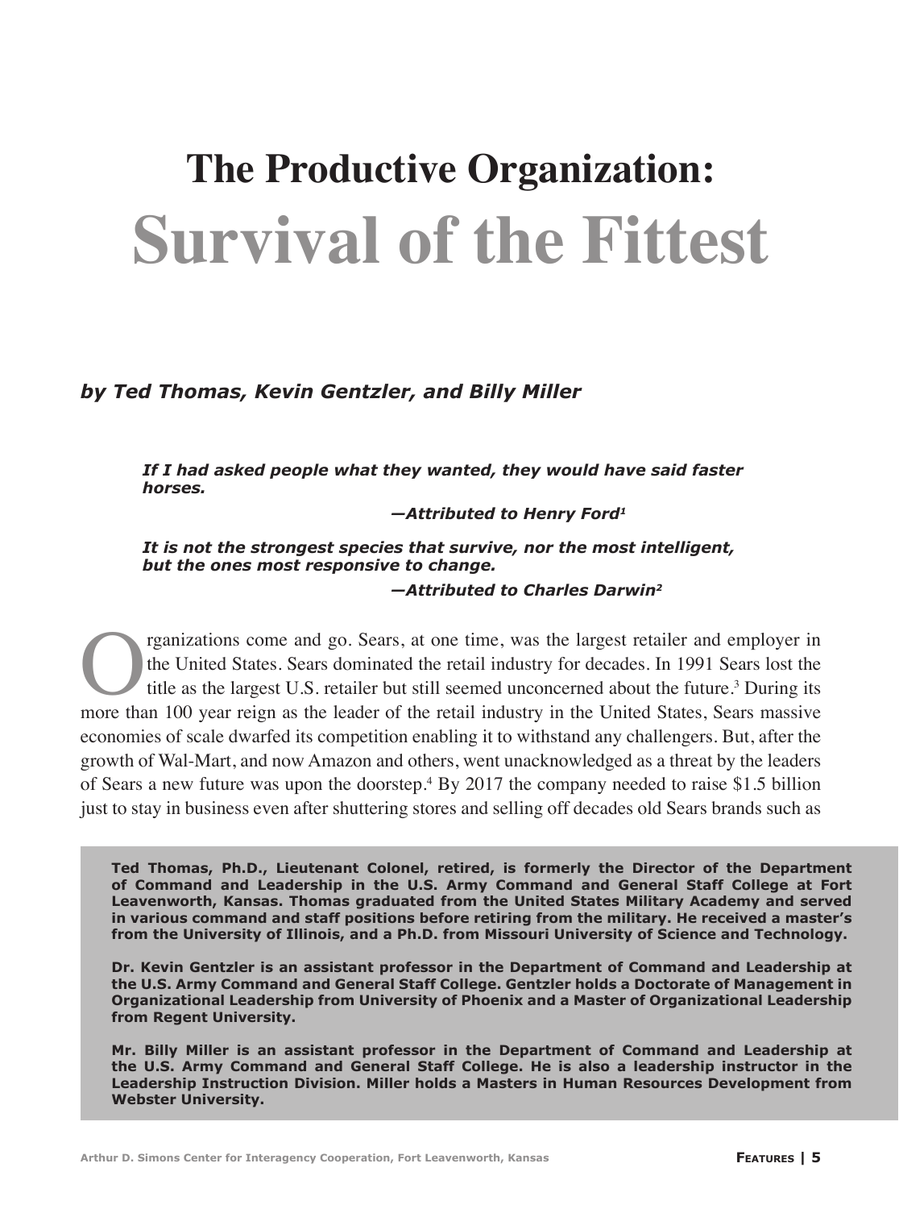# The Productive Organization: Survival of the Fittest

***by Ted Thomas, Kevin Gentzler, and Billy Miller***

> ***If I had asked people what they wanted, they would have said faster horses.***
>
> ***—Attributed to Henry Ford[1]***
>
> ***It is not the strongest species that survive, nor the most intelligent, but the ones most responsive to change.***
>
> ***—Attributed to Charles Darwin[2]***

Organizations come and go. Sears, at one time, was the largest retailer and employer in the United States. Sears dominated the retail industry for decades. In 1991 Sears lost the title as the largest U.S. retailer but still seemed unconcerned about the future.[3] During its more than 100 year reign as the leader of the retail industry in the United States, Sears massive economies of scale dwarfed its competition enabling it to withstand any challengers. But, after the growth of Wal-Mart, and now Amazon and others, went unacknowledged as a threat by the leaders of Sears a new future was upon the doorstep.[4] By 2017 the company needed to raise $1.5 billion just to stay in business even after shuttering stores and selling off decades old Sears brands such as

**Ted Thomas, Ph.D., Lieutenant Colonel, retired, is formerly the Director of the Department of Command and Leadership in the U.S. Army Command and General Staff College at Fort Leavenworth, Kansas. Thomas graduated from the United States Military Academy and served in various command and staff positions before retiring from the military. He received a master's from the University of Illinois, and a Ph.D. from Missouri University of Science and Technology.**

**Dr. Kevin Gentzler is an assistant professor in the Department of Command and Leadership at the U.S. Army Command and General Staff College. Gentzler holds a Doctorate of Management in Organizational Leadership from University of Phoenix and a Master of Organizational Leadership from Regent University.**

**Mr. Billy Miller is an assistant professor in the Department of Command and Leadership at the U.S. Army Command and General Staff College. He is also a leadership instructor in the Leadership Instruction Division. Miller holds a Masters in Human Resources Development from Webster University.**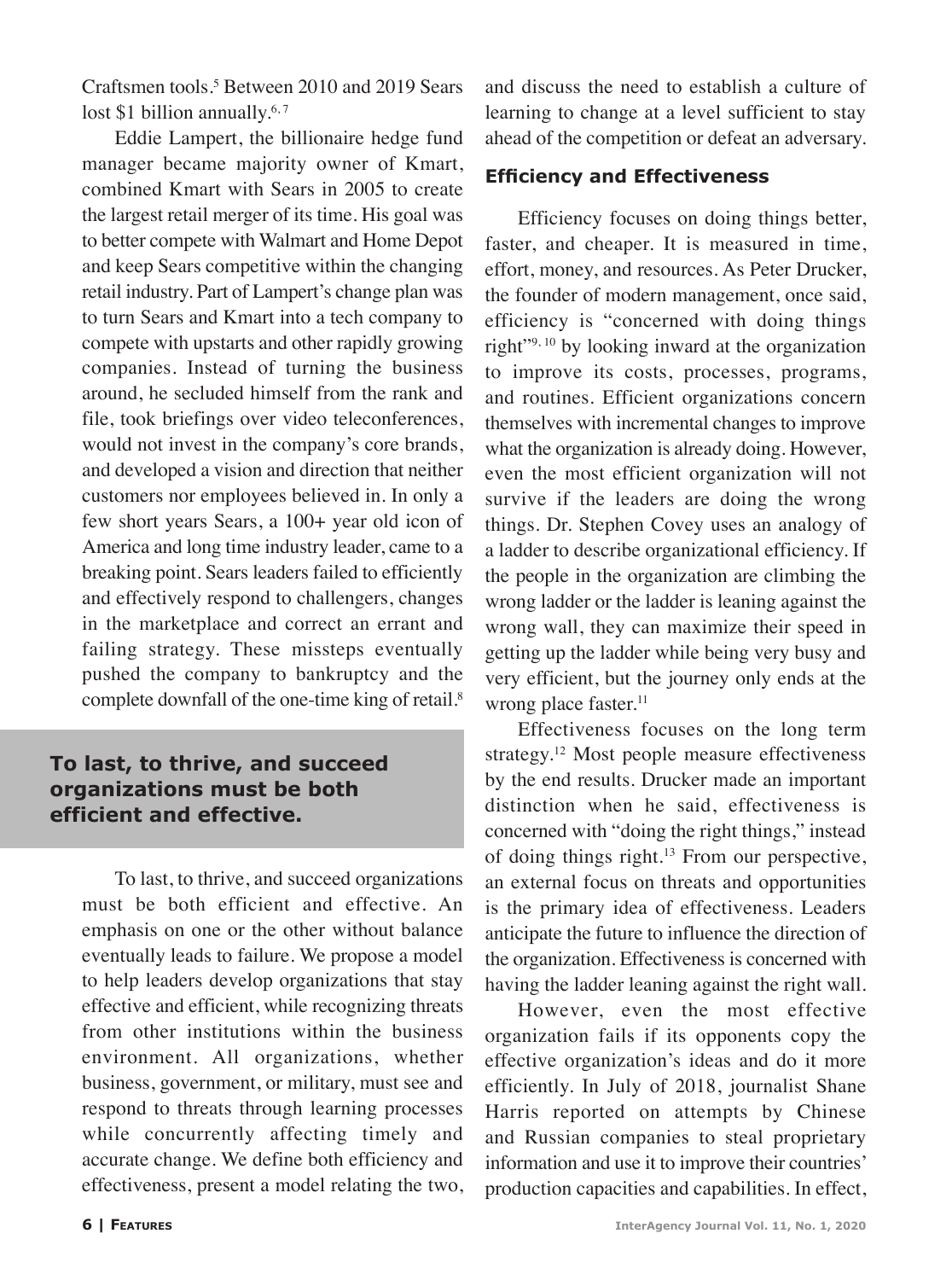Craftsmen tools.[5] Between 2010 and 2019 Sears lost $1 billion annually.[6, 7]

Eddie Lampert, the billionaire hedge fund manager became majority owner of Kmart, combined Kmart with Sears in 2005 to create the largest retail merger of its time. His goal was to better compete with Walmart and Home Depot and keep Sears competitive within the changing retail industry. Part of Lampert's change plan was to turn Sears and Kmart into a tech company to compete with upstarts and other rapidly growing companies. Instead of turning the business around, he secluded himself from the rank and file, took briefings over video teleconferences, would not invest in the company's core brands, and developed a vision and direction that neither customers nor employees believed in. In only a few short years Sears, a 100+ year old icon of America and long time industry leader, came to a breaking point. Sears leaders failed to efficiently and effectively respond to challengers, changes in the marketplace and correct an errant and failing strategy. These missteps eventually pushed the company to bankruptcy and the complete downfall of the one-time king of retail.[8]

**To last, to thrive, and succeed organizations must be both efficient and effective.**

To last, to thrive, and succeed organizations must be both efficient and effective. An emphasis on one or the other without balance eventually leads to failure. We propose a model to help leaders develop organizations that stay effective and efficient, while recognizing threats from other institutions within the business environment. All organizations, whether business, government, or military, must see and respond to threats through learning processes while concurrently affecting timely and accurate change. We define both efficiency and effectiveness, present a model relating the two, and discuss the need to establish a culture of learning to change at a level sufficient to stay ahead of the competition or defeat an adversary.

### Efficiency and Effectiveness

Efficiency focuses on doing things better, faster, and cheaper. It is measured in time, effort, money, and resources. As Peter Drucker, the founder of modern management, once said, efficiency is "concerned with doing things right"[9, 10] by looking inward at the organization to improve its costs, processes, programs, and routines. Efficient organizations concern themselves with incremental changes to improve what the organization is already doing. However, even the most efficient organization will not survive if the leaders are doing the wrong things. Dr. Stephen Covey uses an analogy of a ladder to describe organizational efficiency. If the people in the organization are climbing the wrong ladder or the ladder is leaning against the wrong wall, they can maximize their speed in getting up the ladder while being very busy and very efficient, but the journey only ends at the wrong place faster.[11]

Effectiveness focuses on the long term strategy.[12] Most people measure effectiveness by the end results. Drucker made an important distinction when he said, effectiveness is concerned with "doing the right things," instead of doing things right.[13] From our perspective, an external focus on threats and opportunities is the primary idea of effectiveness. Leaders anticipate the future to influence the direction of the organization. Effectiveness is concerned with having the ladder leaning against the right wall.

However, even the most effective organization fails if its opponents copy the effective organization's ideas and do it more efficiently. In July of 2018, journalist Shane Harris reported on attempts by Chinese and Russian companies to steal proprietary information and use it to improve their countries' production capacities and capabilities. In effect,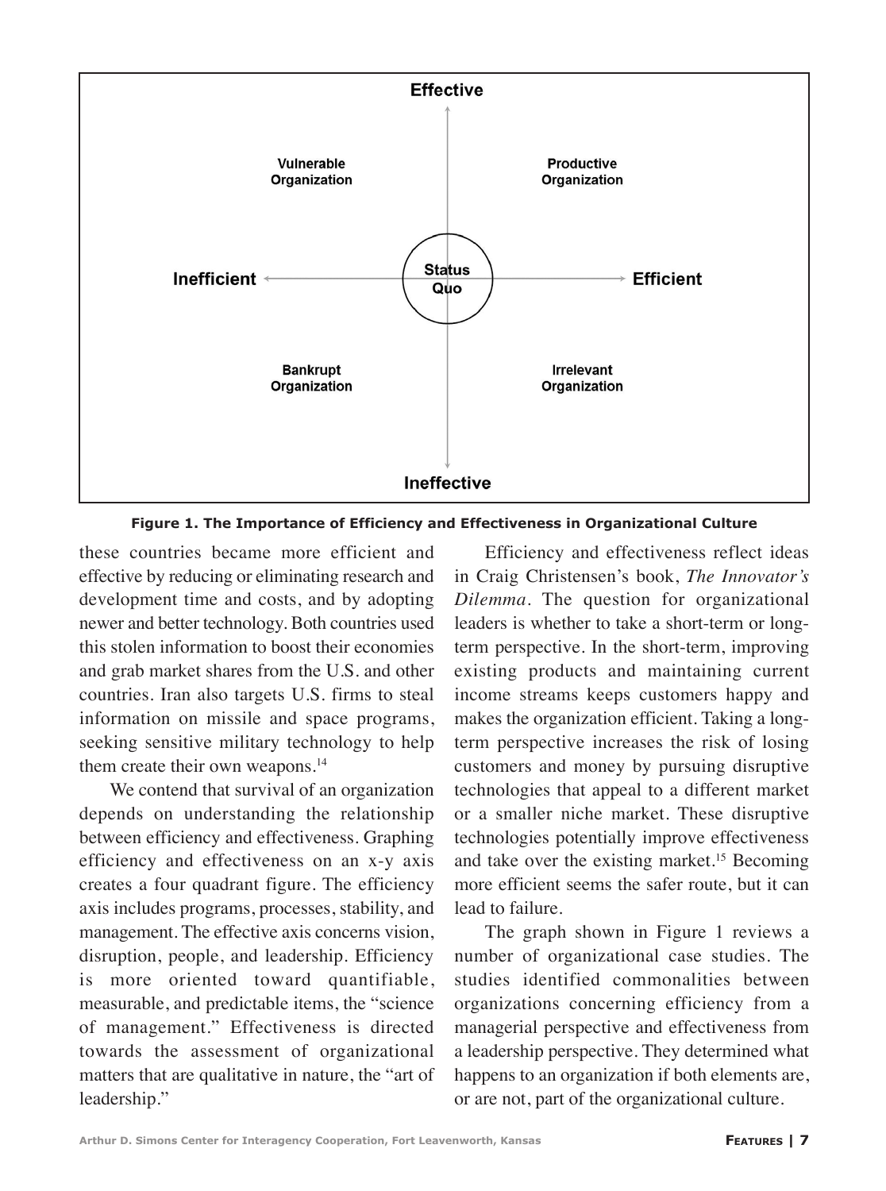Effective

Vulnerable Organization | Productive Organization

Inefficient ← Status Quo → Efficient

Bankrupt Organization | Irrelevant Organization

Ineffective

**Figure 1. The Importance of Efficiency and Effectiveness in Organizational Culture**

these countries became more efficient and effective by reducing or eliminating research and development time and costs, and by adopting newer and better technology. Both countries used this stolen information to boost their economies and grab market shares from the U.S. and other countries. Iran also targets U.S. firms to steal information on missile and space programs, seeking sensitive military technology to help them create their own weapons.[14]

We contend that survival of an organization depends on understanding the relationship between efficiency and effectiveness. Graphing efficiency and effectiveness on an x-y axis creates a four quadrant figure. The efficiency axis includes programs, processes, stability, and management. The effective axis concerns vision, disruption, people, and leadership. Efficiency is more oriented toward quantifiable, measurable, and predictable items, the "science of management." Effectiveness is directed towards the assessment of organizational matters that are qualitative in nature, the "art of leadership."

Efficiency and effectiveness reflect ideas in Craig Christensen's book, *The Innovator's Dilemma*. The question for organizational leaders is whether to take a short-term or long-term perspective. In the short-term, improving existing products and maintaining current income streams keeps customers happy and makes the organization efficient. Taking a long-term perspective increases the risk of losing customers and money by pursuing disruptive technologies that appeal to a different market or a smaller niche market. These disruptive technologies potentially improve effectiveness and take over the existing market.[15] Becoming more efficient seems the safer route, but it can lead to failure.

The graph shown in Figure 1 reviews a number of organizational case studies. The studies identified commonalities between organizations concerning efficiency from a managerial perspective and effectiveness from a leadership perspective. They determined what happens to an organization if both elements are, or are not, part of the organizational culture.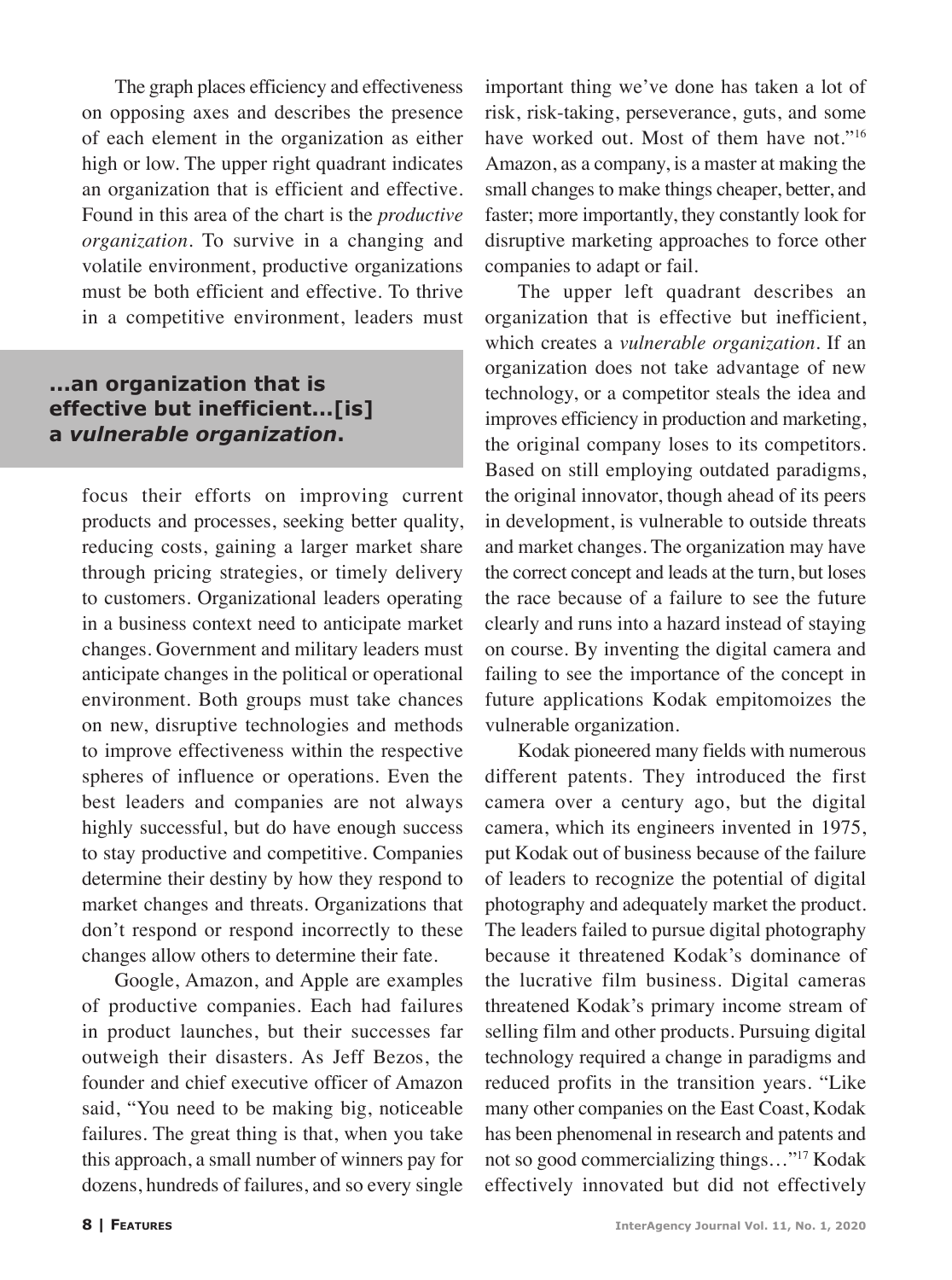The graph places efficiency and effectiveness on opposing axes and describes the presence of each element in the organization as either high or low. The upper right quadrant indicates an organization that is efficient and effective. Found in this area of the chart is the *productive organization*. To survive in a changing and volatile environment, productive organizations must be both efficient and effective. To thrive in a competitive environment, leaders must focus their efforts on improving current products and processes, seeking better quality, reducing costs, gaining a larger market share through pricing strategies, or timely delivery to customers. Organizational leaders operating in a business context need to anticipate market changes. Government and military leaders must anticipate changes in the political or operational environment. Both groups must take chances on new, disruptive technologies and methods to improve effectiveness within the respective spheres of influence or operations. Even the best leaders and companies are not always highly successful, but do have enough success to stay productive and competitive. Companies determine their destiny by how they respond to market changes and threats. Organizations that don't respond or respond incorrectly to these changes allow others to determine their fate.

> **...an organization that is effective but inefficient...[is] a *vulnerable organization*.**

Google, Amazon, and Apple are examples of productive companies. Each had failures in product launches, but their successes far outweigh their disasters. As Jeff Bezos, the founder and chief executive officer of Amazon said, "You need to be making big, noticeable failures. The great thing is that, when you take this approach, a small number of winners pay for dozens, hundreds of failures, and so every single important thing we've done has taken a lot of risk, risk-taking, perseverance, guts, and some have worked out. Most of them have not."[16] Amazon, as a company, is a master at making the small changes to make things cheaper, better, and faster; more importantly, they constantly look for disruptive marketing approaches to force other companies to adapt or fail.

The upper left quadrant describes an organization that is effective but inefficient, which creates a *vulnerable organization*. If an organization does not take advantage of new technology, or a competitor steals the idea and improves efficiency in production and marketing, the original company loses to its competitors. Based on still employing outdated paradigms, the original innovator, though ahead of its peers in development, is vulnerable to outside threats and market changes. The organization may have the correct concept and leads at the turn, but loses the race because of a failure to see the future clearly and runs into a hazard instead of staying on course. By inventing the digital camera and failing to see the importance of the concept in future applications Kodak empitomoizes the vulnerable organization.

Kodak pioneered many fields with numerous different patents. They introduced the first camera over a century ago, but the digital camera, which its engineers invented in 1975, put Kodak out of business because of the failure of leaders to recognize the potential of digital photography and adequately market the product. The leaders failed to pursue digital photography because it threatened Kodak's dominance of the lucrative film business. Digital cameras threatened Kodak's primary income stream of selling film and other products. Pursuing digital technology required a change in paradigms and reduced profits in the transition years. "Like many other companies on the East Coast, Kodak has been phenomenal in research and patents and not so good commercializing things…"[17] Kodak effectively innovated but did not effectively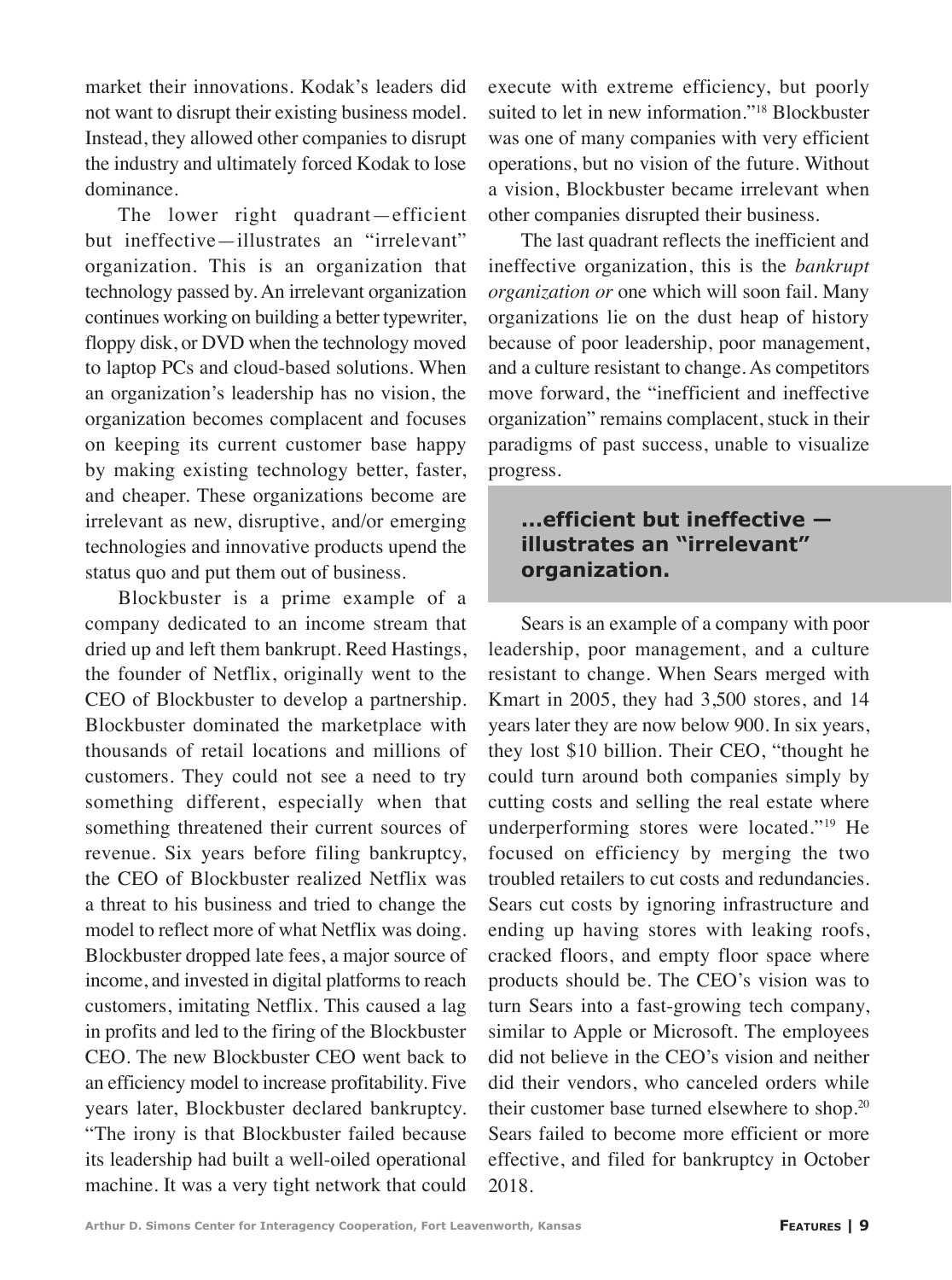market their innovations. Kodak's leaders did not want to disrupt their existing business model. Instead, they allowed other companies to disrupt the industry and ultimately forced Kodak to lose dominance.

The lower right quadrant—efficient but ineffective—illustrates an "irrelevant" organization. This is an organization that technology passed by. An irrelevant organization continues working on building a better typewriter, floppy disk, or DVD when the technology moved to laptop PCs and cloud-based solutions. When an organization's leadership has no vision, the organization becomes complacent and focuses on keeping its current customer base happy by making existing technology better, faster, and cheaper. These organizations become are irrelevant as new, disruptive, and/or emerging technologies and innovative products upend the status quo and put them out of business.

Blockbuster is a prime example of a company dedicated to an income stream that dried up and left them bankrupt. Reed Hastings, the founder of Netflix, originally went to the CEO of Blockbuster to develop a partnership. Blockbuster dominated the marketplace with thousands of retail locations and millions of customers. They could not see a need to try something different, especially when that something threatened their current sources of revenue. Six years before filing bankruptcy, the CEO of Blockbuster realized Netflix was a threat to his business and tried to change the model to reflect more of what Netflix was doing. Blockbuster dropped late fees, a major source of income, and invested in digital platforms to reach customers, imitating Netflix. This caused a lag in profits and led to the firing of the Blockbuster CEO. The new Blockbuster CEO went back to an efficiency model to increase profitability. Five years later, Blockbuster declared bankruptcy. "The irony is that Blockbuster failed because its leadership had built a well-oiled operational machine. It was a very tight network that could execute with extreme efficiency, but poorly suited to let in new information."[18] Blockbuster was one of many companies with very efficient operations, but no vision of the future. Without a vision, Blockbuster became irrelevant when other companies disrupted their business.

The last quadrant reflects the inefficient and ineffective organization, this is the *bankrupt organization or* one which will soon fail. Many organizations lie on the dust heap of history because of poor leadership, poor management, and a culture resistant to change. As competitors move forward, the "inefficient and ineffective organization" remains complacent, stuck in their paradigms of past success, unable to visualize progress.

> **...efficient but ineffective — illustrates an "irrelevant" organization.**

Sears is an example of a company with poor leadership, poor management, and a culture resistant to change. When Sears merged with Kmart in 2005, they had 3,500 stores, and 14 years later they are now below 900. In six years, they lost $10 billion. Their CEO, "thought he could turn around both companies simply by cutting costs and selling the real estate where underperforming stores were located."[19] He focused on efficiency by merging the two troubled retailers to cut costs and redundancies. Sears cut costs by ignoring infrastructure and ending up having stores with leaking roofs, cracked floors, and empty floor space where products should be. The CEO's vision was to turn Sears into a fast-growing tech company, similar to Apple or Microsoft. The employees did not believe in the CEO's vision and neither did their vendors, who canceled orders while their customer base turned elsewhere to shop.[20] Sears failed to become more efficient or more effective, and filed for bankruptcy in October 2018.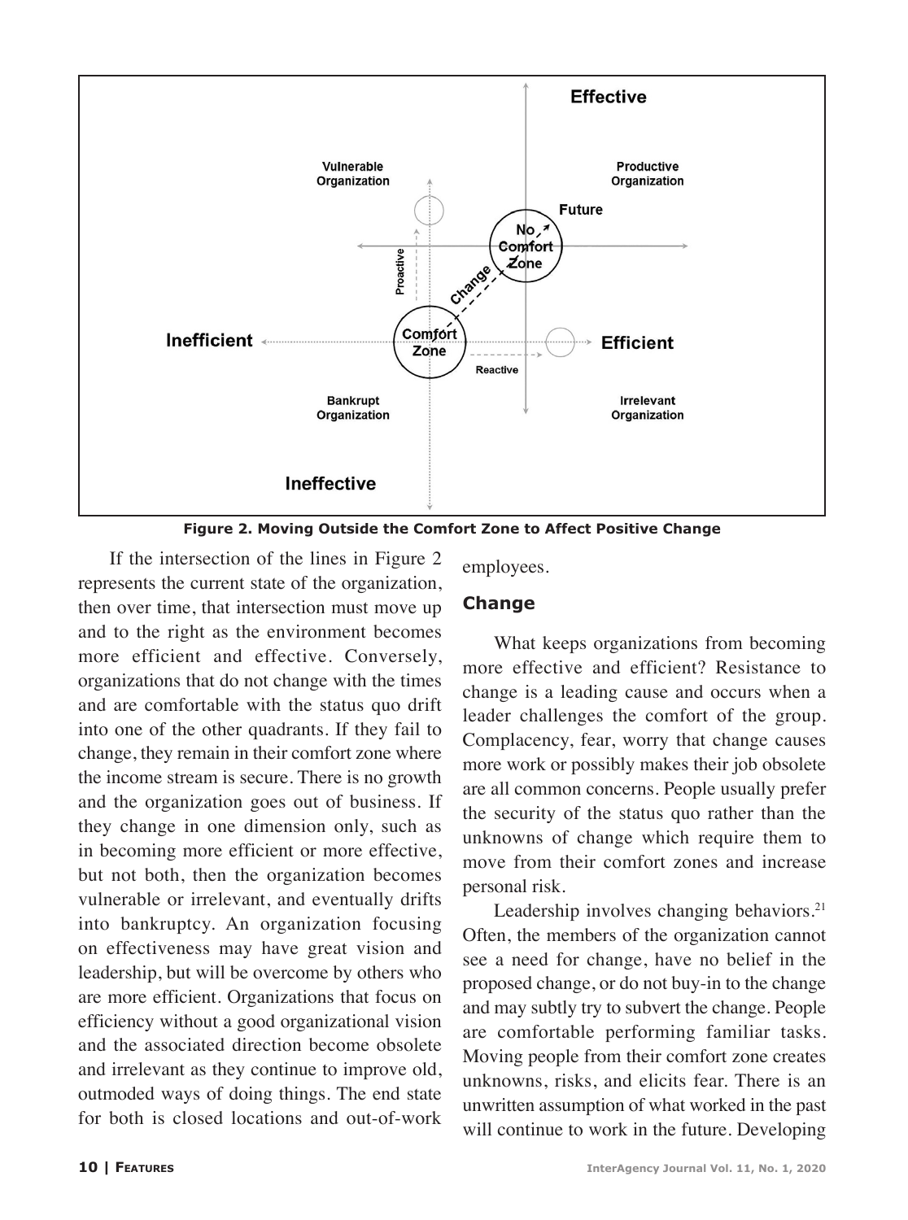Figure 2. Moving Outside the Comfort Zone to Affect Positive Change

If the intersection of the lines in Figure 2 represents the current state of the organization, then over time, that intersection must move up and to the right as the environment becomes more efficient and effective. Conversely, organizations that do not change with the times and are comfortable with the status quo drift into one of the other quadrants. If they fail to change, they remain in their comfort zone where the income stream is secure. There is no growth and the organization goes out of business. If they change in one dimension only, such as in becoming more efficient or more effective, but not both, then the organization becomes vulnerable or irrelevant, and eventually drifts into bankruptcy. An organization focusing on effectiveness may have great vision and leadership, but will be overcome by others who are more efficient. Organizations that focus on efficiency without a good organizational vision and the associated direction become obsolete and irrelevant as they continue to improve old, outmoded ways of doing things. The end state for both is closed locations and out-of-work employees.

## Change

What keeps organizations from becoming more effective and efficient? Resistance to change is a leading cause and occurs when a leader challenges the comfort of the group. Complacency, fear, worry that change causes more work or possibly makes their job obsolete are all common concerns. People usually prefer the security of the status quo rather than the unknowns of change which require them to move from their comfort zones and increase personal risk.

Leadership involves changing behaviors.[21] Often, the members of the organization cannot see a need for change, have no belief in the proposed change, or do not buy-in to the change and may subtly try to subvert the change. People are comfortable performing familiar tasks. Moving people from their comfort zone creates unknowns, risks, and elicits fear. There is an unwritten assumption of what worked in the past will continue to work in the future. Developing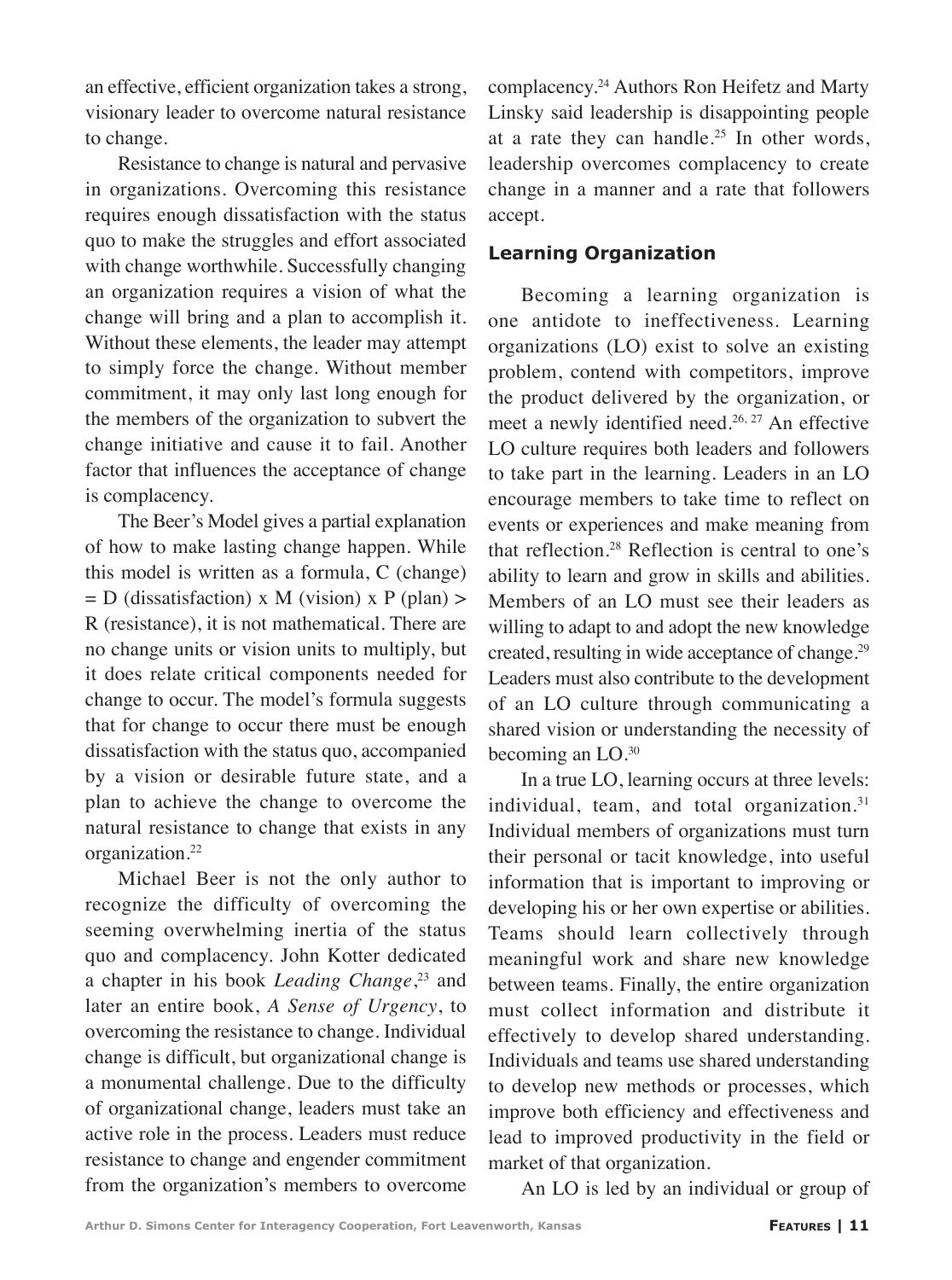an effective, efficient organization takes a strong, visionary leader to overcome natural resistance to change.

Resistance to change is natural and pervasive in organizations. Overcoming this resistance requires enough dissatisfaction with the status quo to make the struggles and effort associated with change worthwhile. Successfully changing an organization requires a vision of what the change will bring and a plan to accomplish it. Without these elements, the leader may attempt to simply force the change. Without member commitment, it may only last long enough for the members of the organization to subvert the change initiative and cause it to fail. Another factor that influences the acceptance of change is complacency.

The Beer's Model gives a partial explanation of how to make lasting change happen. While this model is written as a formula, C (change) = D (dissatisfaction) x M (vision) x P (plan) > R (resistance), it is not mathematical. There are no change units or vision units to multiply, but it does relate critical components needed for change to occur. The model's formula suggests that for change to occur there must be enough dissatisfaction with the status quo, accompanied by a vision or desirable future state, and a plan to achieve the change to overcome the natural resistance to change that exists in any organization.[22]

Michael Beer is not the only author to recognize the difficulty of overcoming the seeming overwhelming inertia of the status quo and complacency. John Kotter dedicated a chapter in his book *Leading Change*,[23] and later an entire book, *A Sense of Urgency*, to overcoming the resistance to change. Individual change is difficult, but organizational change is a monumental challenge. Due to the difficulty of organizational change, leaders must take an active role in the process. Leaders must reduce resistance to change and engender commitment from the organization's members to overcome complacency.[24] Authors Ron Heifetz and Marty Linsky said leadership is disappointing people at a rate they can handle.[25] In other words, leadership overcomes complacency to create change in a manner and a rate that followers accept.

## Learning Organization

Becoming a learning organization is one antidote to ineffectiveness. Learning organizations (LO) exist to solve an existing problem, contend with competitors, improve the product delivered by the organization, or meet a newly identified need.[26, 27] An effective LO culture requires both leaders and followers to take part in the learning. Leaders in an LO encourage members to take time to reflect on events or experiences and make meaning from that reflection.[28] Reflection is central to one's ability to learn and grow in skills and abilities. Members of an LO must see their leaders as willing to adapt to and adopt the new knowledge created, resulting in wide acceptance of change.[29] Leaders must also contribute to the development of an LO culture through communicating a shared vision or understanding the necessity of becoming an LO.[30]

In a true LO, learning occurs at three levels: individual, team, and total organization.[31] Individual members of organizations must turn their personal or tacit knowledge, into useful information that is important to improving or developing his or her own expertise or abilities. Teams should learn collectively through meaningful work and share new knowledge between teams. Finally, the entire organization must collect information and distribute it effectively to develop shared understanding. Individuals and teams use shared understanding to develop new methods or processes, which improve both efficiency and effectiveness and lead to improved productivity in the field or market of that organization.

An LO is led by an individual or group of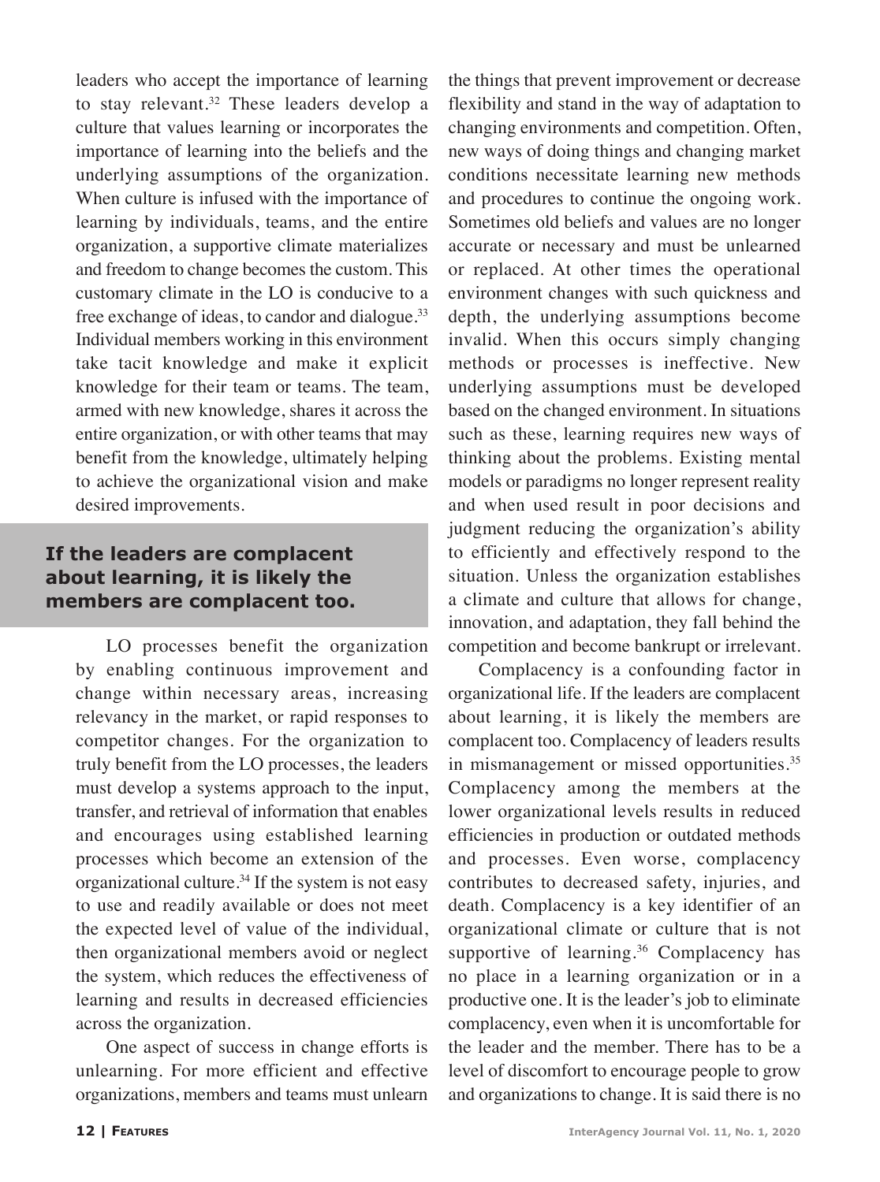leaders who accept the importance of learning to stay relevant.[32] These leaders develop a culture that values learning or incorporates the importance of learning into the beliefs and the underlying assumptions of the organization. When culture is infused with the importance of learning by individuals, teams, and the entire organization, a supportive climate materializes and freedom to change becomes the custom. This customary climate in the LO is conducive to a free exchange of ideas, to candor and dialogue.[33] Individual members working in this environment take tacit knowledge and make it explicit knowledge for their team or teams. The team, armed with new knowledge, shares it across the entire organization, or with other teams that may benefit from the knowledge, ultimately helping to achieve the organizational vision and make desired improvements.

**If the leaders are complacent about learning, it is likely the members are complacent too.**

LO processes benefit the organization by enabling continuous improvement and change within necessary areas, increasing relevancy in the market, or rapid responses to competitor changes. For the organization to truly benefit from the LO processes, the leaders must develop a systems approach to the input, transfer, and retrieval of information that enables and encourages using established learning processes which become an extension of the organizational culture.[34] If the system is not easy to use and readily available or does not meet the expected level of value of the individual, then organizational members avoid or neglect the system, which reduces the effectiveness of learning and results in decreased efficiencies across the organization.

One aspect of success in change efforts is unlearning. For more efficient and effective organizations, members and teams must unlearn the things that prevent improvement or decrease flexibility and stand in the way of adaptation to changing environments and competition. Often, new ways of doing things and changing market conditions necessitate learning new methods and procedures to continue the ongoing work. Sometimes old beliefs and values are no longer accurate or necessary and must be unlearned or replaced. At other times the operational environment changes with such quickness and depth, the underlying assumptions become invalid. When this occurs simply changing methods or processes is ineffective. New underlying assumptions must be developed based on the changed environment. In situations such as these, learning requires new ways of thinking about the problems. Existing mental models or paradigms no longer represent reality and when used result in poor decisions and judgment reducing the organization's ability to efficiently and effectively respond to the situation. Unless the organization establishes a climate and culture that allows for change, innovation, and adaptation, they fall behind the competition and become bankrupt or irrelevant.

Complacency is a confounding factor in organizational life. If the leaders are complacent about learning, it is likely the members are complacent too. Complacency of leaders results in mismanagement or missed opportunities.[35] Complacency among the members at the lower organizational levels results in reduced efficiencies in production or outdated methods and processes. Even worse, complacency contributes to decreased safety, injuries, and death. Complacency is a key identifier of an organizational climate or culture that is not supportive of learning.[36] Complacency has no place in a learning organization or in a productive one. It is the leader's job to eliminate complacency, even when it is uncomfortable for the leader and the member. There has to be a level of discomfort to encourage people to grow and organizations to change. It is said there is no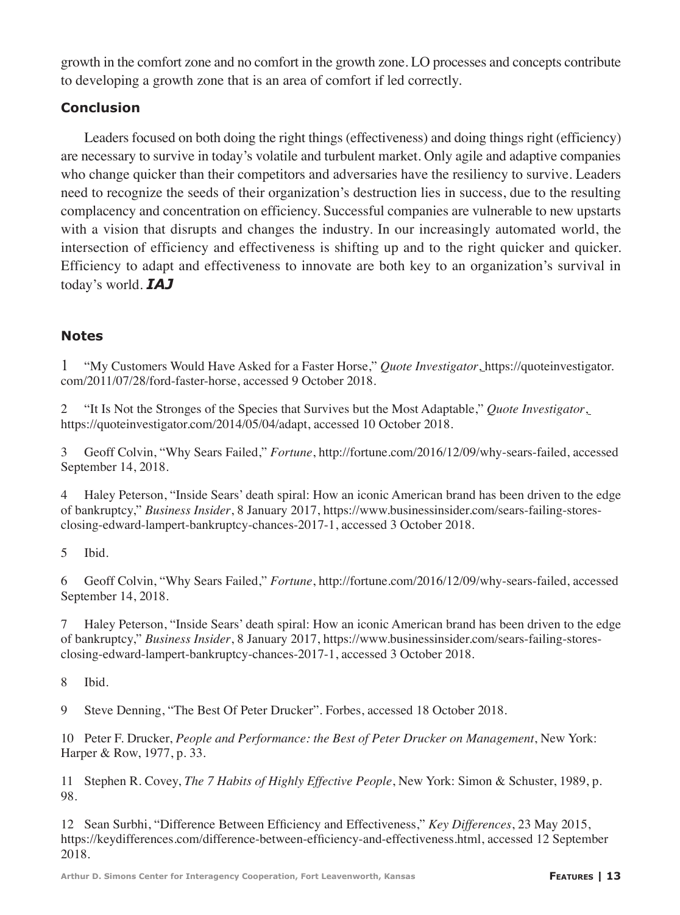growth in the comfort zone and no comfort in the growth zone. LO processes and concepts contribute to developing a growth zone that is an area of comfort if led correctly.

## Conclusion

Leaders focused on both doing the right things (effectiveness) and doing things right (efficiency) are necessary to survive in today's volatile and turbulent market. Only agile and adaptive companies who change quicker than their competitors and adversaries have the resiliency to survive. Leaders need to recognize the seeds of their organization's destruction lies in success, due to the resulting complacency and concentration on efficiency. Successful companies are vulnerable to new upstarts with a vision that disrupts and changes the industry. In our increasingly automated world, the intersection of efficiency and effectiveness is shifting up and to the right quicker and quicker. Efficiency to adapt and effectiveness to innovate are both key to an organization's survival in today's world. ***IAJ***

## Notes

1 "My Customers Would Have Asked for a Faster Horse," *Quote Investigator*, https://quoteinvestigator.com/2011/07/28/ford-faster-horse, accessed 9 October 2018.

2 "It Is Not the Stronges of the Species that Survives but the Most Adaptable," *Quote Investigator*, https://quoteinvestigator.com/2014/05/04/adapt, accessed 10 October 2018.

3 Geoff Colvin, "Why Sears Failed," *Fortune*, http://fortune.com/2016/12/09/why-sears-failed, accessed September 14, 2018.

4 Haley Peterson, "Inside Sears' death spiral: How an iconic American brand has been driven to the edge of bankruptcy," *Business Insider*, 8 January 2017, https://www.businessinsider.com/sears-failing-stores-closing-edward-lampert-bankruptcy-chances-2017-1, accessed 3 October 2018.

5 Ibid.

6 Geoff Colvin, "Why Sears Failed," *Fortune*, http://fortune.com/2016/12/09/why-sears-failed, accessed September 14, 2018.

7 Haley Peterson, "Inside Sears' death spiral: How an iconic American brand has been driven to the edge of bankruptcy," *Business Insider*, 8 January 2017, https://www.businessinsider.com/sears-failing-stores-closing-edward-lampert-bankruptcy-chances-2017-1, accessed 3 October 2018.

8 Ibid.

9 Steve Denning, "The Best Of Peter Drucker". Forbes, accessed 18 October 2018.

10 Peter F. Drucker, *People and Performance: the Best of Peter Drucker on Management*, New York: Harper & Row, 1977, p. 33.

11 Stephen R. Covey, *The 7 Habits of Highly Effective People*, New York: Simon & Schuster, 1989, p. 98.

12 Sean Surbhi, "Difference Between Efficiency and Effectiveness," *Key Differences*, 23 May 2015, https://keydifferences.com/difference-between-efficiency-and-effectiveness.html, accessed 12 September 2018.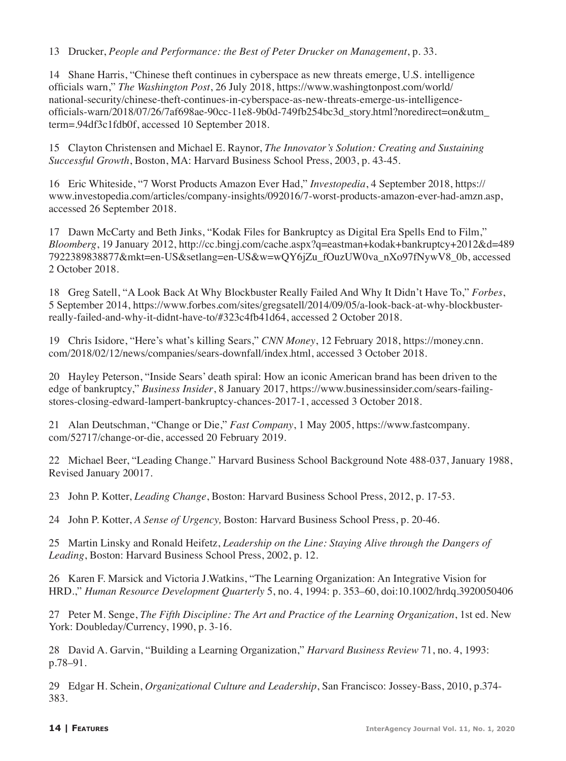13 Drucker, *People and Performance: the Best of Peter Drucker on Management*, p. 33.

14 Shane Harris, "Chinese theft continues in cyberspace as new threats emerge, U.S. intelligence officials warn," *The Washington Post*, 26 July 2018, https://www.washingtonpost.com/world/national-security/chinese-theft-continues-in-cyberspace-as-new-threats-emerge-us-intelligence-officials-warn/2018/07/26/7af698ae-90cc-11e8-9b0d-749fb254bc3d_story.html?noredirect=on&utm_term=.94df3c1fdb0f, accessed 10 September 2018.

15 Clayton Christensen and Michael E. Raynor, *The Innovator's Solution: Creating and Sustaining Successful Growth*, Boston, MA: Harvard Business School Press, 2003, p. 43-45.

16 Eric Whiteside, "7 Worst Products Amazon Ever Had," *Investopedia*, 4 September 2018, https://www.investopedia.com/articles/company-insights/092016/7-worst-products-amazon-ever-had-amzn.asp, accessed 26 September 2018.

17 Dawn McCarty and Beth Jinks, "Kodak Files for Bankruptcy as Digital Era Spells End to Film," *Bloomberg*, 19 January 2012, http://cc.bingj.com/cache.aspx?q=eastman+kodak+bankruptcy+2012&d=4897922389838877&mkt=en-US&setlang=en-US&w=wQY6jZu_fOuzUW0va_nXo97fNywV8_0b, accessed 2 October 2018.

18 Greg Satell, "A Look Back At Why Blockbuster Really Failed And Why It Didn't Have To," *Forbes*, 5 September 2014, https://www.forbes.com/sites/gregsatell/2014/09/05/a-look-back-at-why-blockbuster-really-failed-and-why-it-didnt-have-to/#323c4fb41d64, accessed 2 October 2018.

19 Chris Isidore, "Here's what's killing Sears," *CNN Money*, 12 February 2018, https://money.cnn.com/2018/02/12/news/companies/sears-downfall/index.html, accessed 3 October 2018.

20 Hayley Peterson, "Inside Sears' death spiral: How an iconic American brand has been driven to the edge of bankruptcy," *Business Insider*, 8 January 2017, https://www.businessinsider.com/sears-failing-stores-closing-edward-lampert-bankruptcy-chances-2017-1, accessed 3 October 2018.

21 Alan Deutschman, "Change or Die," *Fast Company*, 1 May 2005, https://www.fastcompany.com/52717/change-or-die, accessed 20 February 2019.

22 Michael Beer, "Leading Change." Harvard Business School Background Note 488-037, January 1988, Revised January 20017.

23 John P. Kotter, *Leading Change*, Boston: Harvard Business School Press, 2012, p. 17-53.

24 John P. Kotter, *A Sense of Urgency,* Boston: Harvard Business School Press, p. 20-46.

25 Martin Linsky and Ronald Heifetz, *Leadership on the Line: Staying Alive through the Dangers of Leading*, Boston: Harvard Business School Press, 2002, p. 12.

26 Karen F. Marsick and Victoria J.Watkins, "The Learning Organization: An Integrative Vision for HRD.," *Human Resource Development Quarterly* 5, no. 4, 1994: p. 353–60, doi:10.1002/hrdq.3920050406

27 Peter M. Senge, *The Fifth Discipline: The Art and Practice of the Learning Organization*, 1st ed. New York: Doubleday/Currency, 1990, p. 3-16.

28 David A. Garvin, "Building a Learning Organization," *Harvard Business Review* 71, no. 4, 1993: p.78–91.

29 Edgar H. Schein, *Organizational Culture and Leadership*, San Francisco: Jossey-Bass, 2010, p.374-383.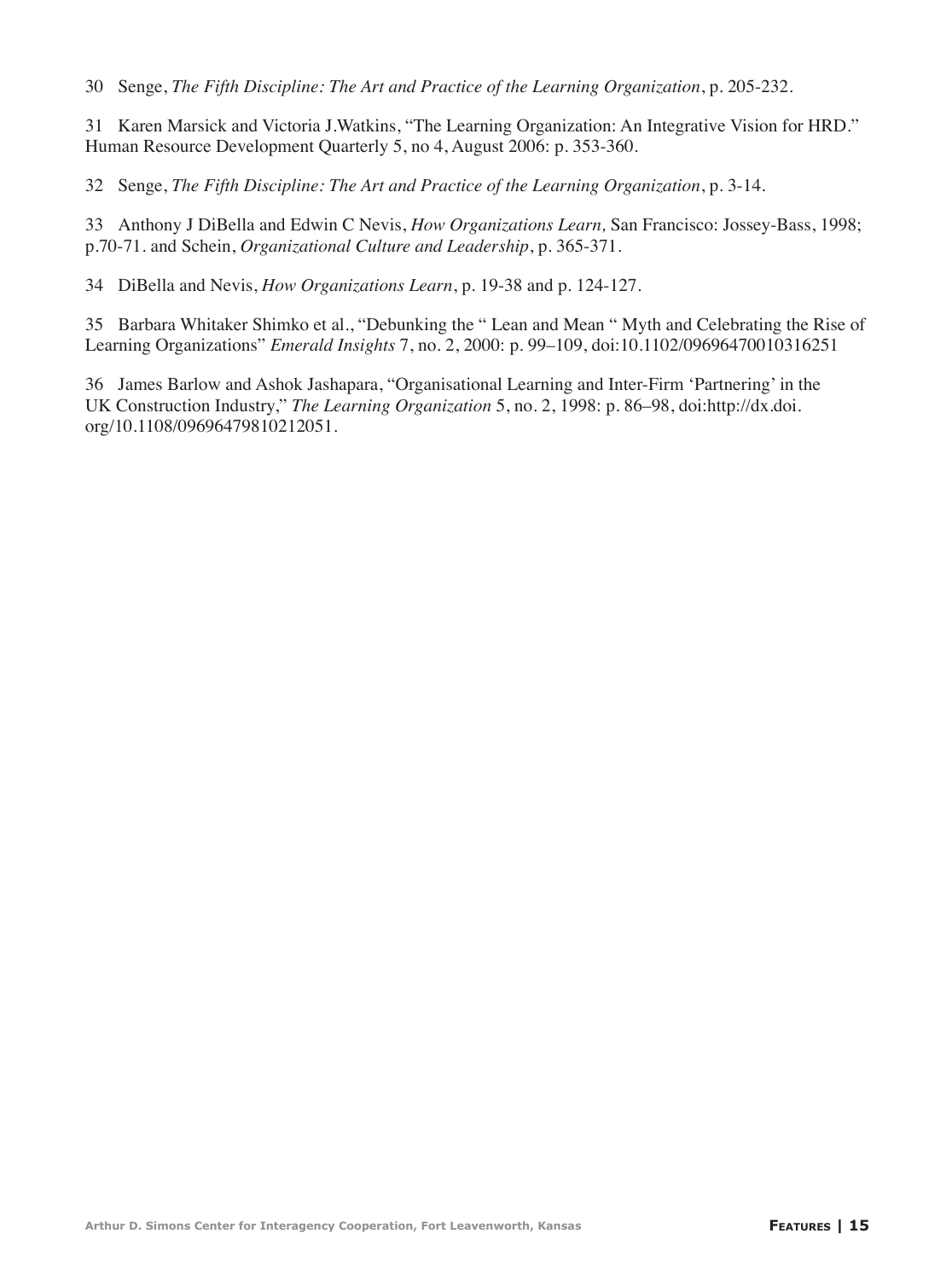30 Senge, *The Fifth Discipline: The Art and Practice of the Learning Organization*, p. 205-232.

31 Karen Marsick and Victoria J.Watkins, "The Learning Organization: An Integrative Vision for HRD." Human Resource Development Quarterly 5, no 4, August 2006: p. 353-360.

32 Senge, *The Fifth Discipline: The Art and Practice of the Learning Organization*, p. 3-14.

33 Anthony J DiBella and Edwin C Nevis, *How Organizations Learn,* San Francisco: Jossey-Bass, 1998; p.70-71. and Schein, *Organizational Culture and Leadership*, p. 365-371.

34 DiBella and Nevis, *How Organizations Learn*, p. 19-38 and p. 124-127.

35 Barbara Whitaker Shimko et al., "Debunking the " Lean and Mean " Myth and Celebrating the Rise of Learning Organizations" *Emerald Insights* 7, no. 2, 2000: p. 99–109, doi:10.1102/09696470010316251

36 James Barlow and Ashok Jashapara, "Organisational Learning and Inter-Firm 'Partnering' in the UK Construction Industry," *The Learning Organization* 5, no. 2, 1998: p. 86–98, doi:http://dx.doi.org/10.1108/09696479810212051.